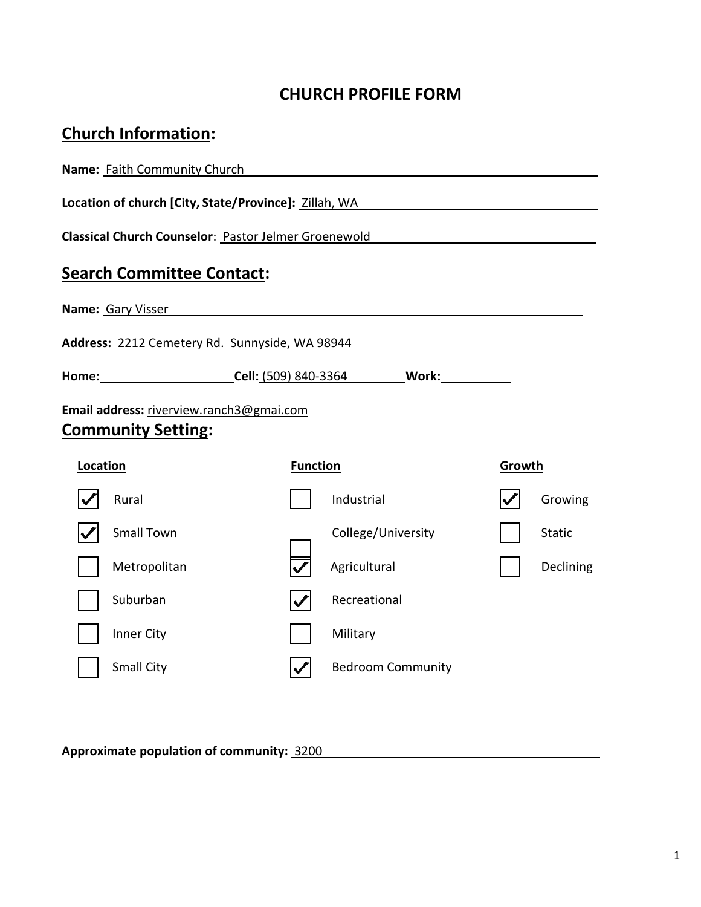# CHURCH PROFILE FORM

## Church Information:

**Name:** Faith Community Church

**Location of church [City, State/Province]:** Zillah, WA

**Classical Church Counselor**: Pastor Jelmer Groenewold

## Search Committee Contact:

**Name:** Gary Visser

**Address:** 2212 Cemetery Rd. Sunnyside, WA 98944

**Home:** ____________ **Cell:** (509) 840-3364 **Work:** ____________

**Email address:** riverview.ranch3@gmai.com

## Community Setting:

| Location | Function | Growth |
|---|---|---|
| ☑ Rural | ☐ Industrial | ☑ Growing |
| ☑ Small Town | ☐ College/University | ☐ Static |
| ☐ Metropolitan | ☑ Agricultural | ☐ Declining |
| ☐ Suburban | ☑ Recreational | |
| ☐ Inner City | ☐ Military | |
| ☐ Small City | ☑ Bedroom Community | |

**Approximate population of community:** 3200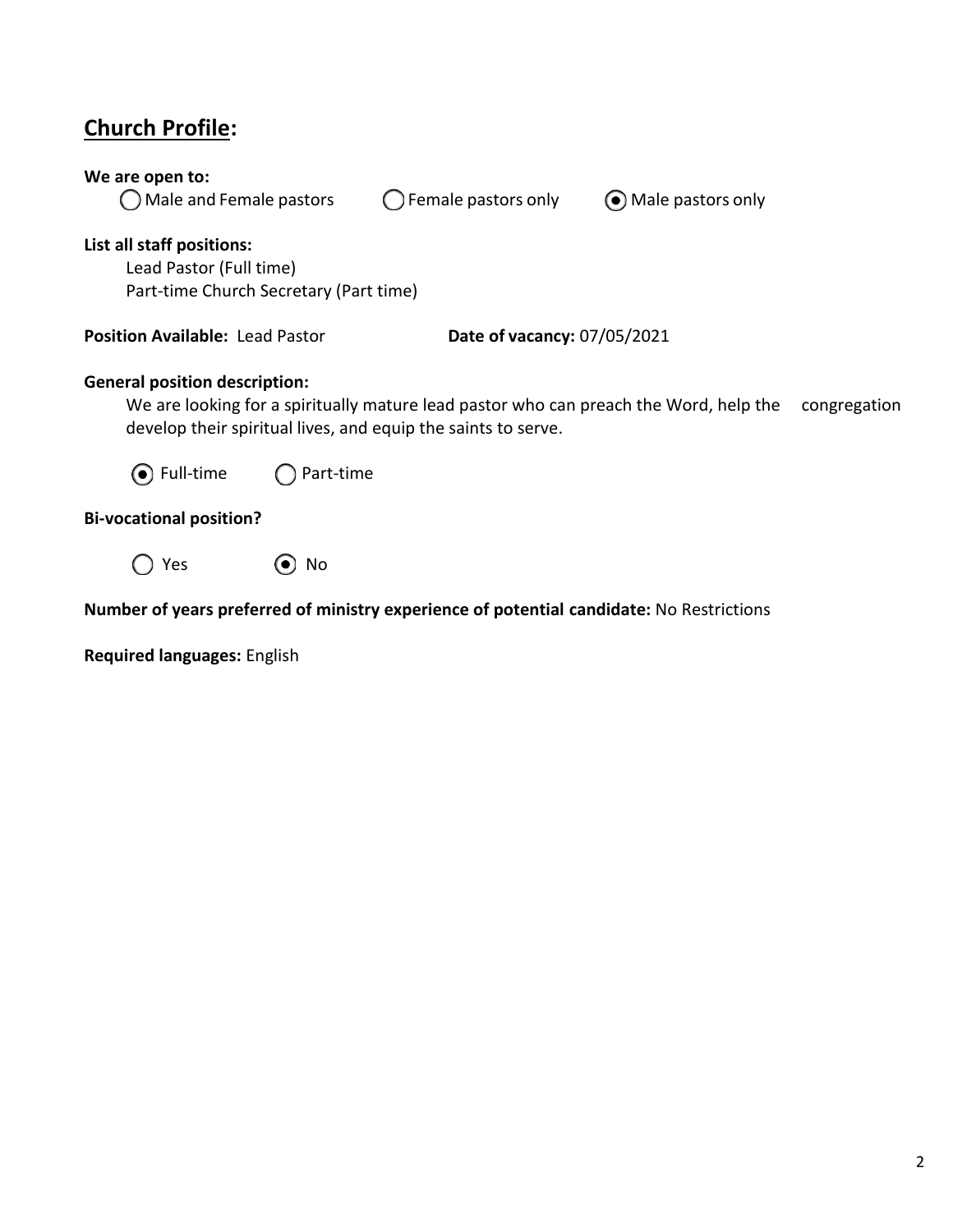## Church Profile:

**We are open to:**

○ Male and Female pastors ○ Female pastors only ◉ Male pastors only

**List all staff positions:**

Lead Pastor (Full time)
Part-time Church Secretary (Part time)

**Position Available:** Lead Pastor **Date of vacancy:** 07/05/2021

**General position description:**

We are looking for a spiritually mature lead pastor who can preach the Word, help the congregation develop their spiritual lives, and equip the saints to serve.

◉ Full-time ○ Part-time

**Bi-vocational position?**

○ Yes ◉ No

**Number of years preferred of ministry experience of potential candidate:** No Restrictions

**Required languages:** English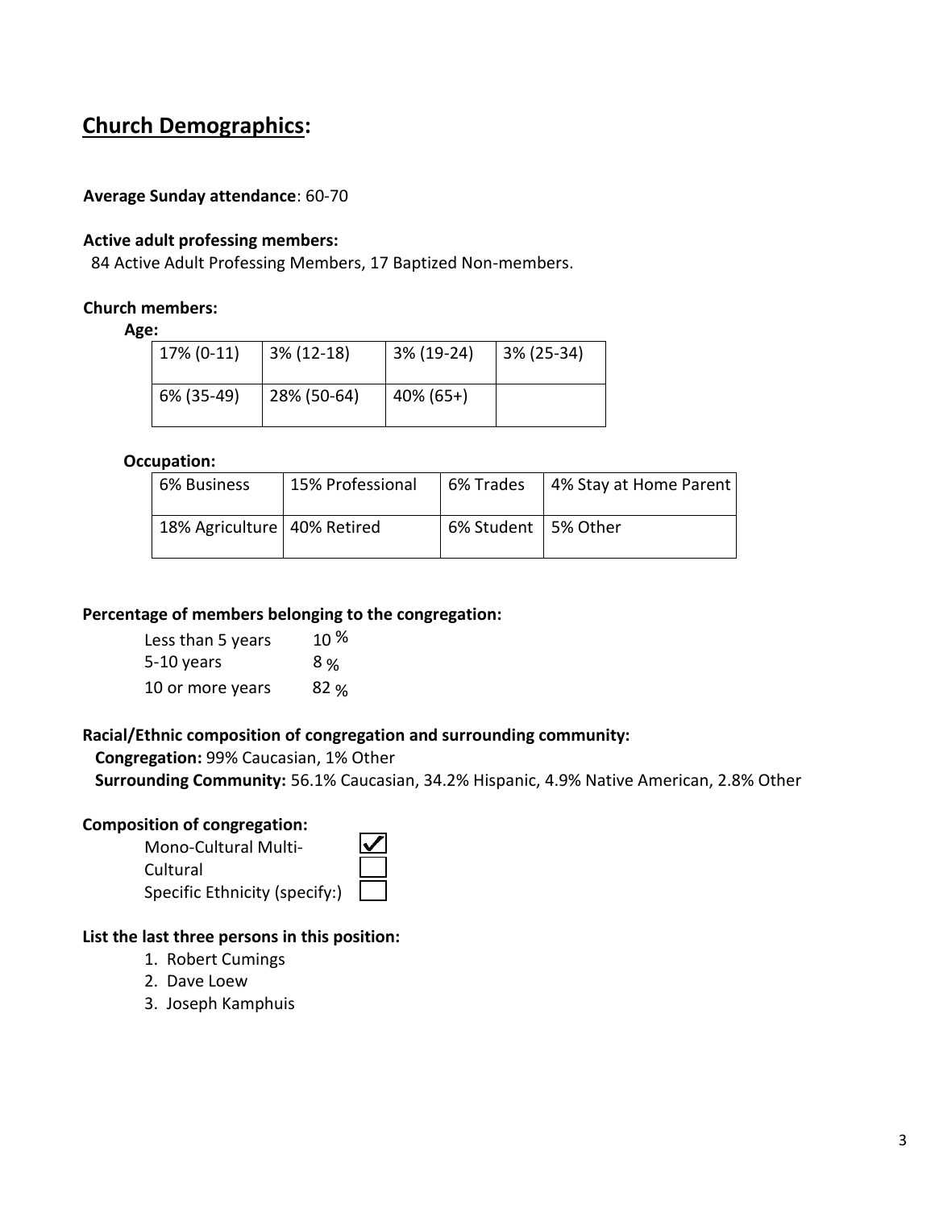## Church Demographics:

**Average Sunday attendance**: 60-70

**Active adult professing members:**
84 Active Adult Professing Members, 17 Baptized Non-members.

**Church members:**

**Age:**

| 17% (0-11) | 3% (12-18) | 3% (19-24) | 3% (25-34) |
|---|---|---|---|
| 6% (35-49) | 28% (50-64) | 40% (65+) | |

**Occupation:**

| 6% Business | 15% Professional | 6% Trades | 4% Stay at Home Parent |
|---|---|---|---|
| 18% Agriculture | 40% Retired | 6% Student | 5% Other |

**Percentage of members belonging to the congregation:**

| | |
|---|---|
| Less than 5 years | 10 % |
| 5-10 years | 8 % |
| 10 or more years | 82 % |

**Racial/Ethnic composition of congregation and surrounding community:**

**Congregation:** 99% Caucasian, 1% Other

**Surrounding Community:** 56.1% Caucasian, 34.2% Hispanic, 4.9% Native American, 2.8% Other

**Composition of congregation:**

- [x] Mono-Cultural
- [ ] Multi-Cultural
- [ ] Specific Ethnicity (specify:)

**List the last three persons in this position:**

1. Robert Cumings
2. Dave Loew
3. Joseph Kamphuis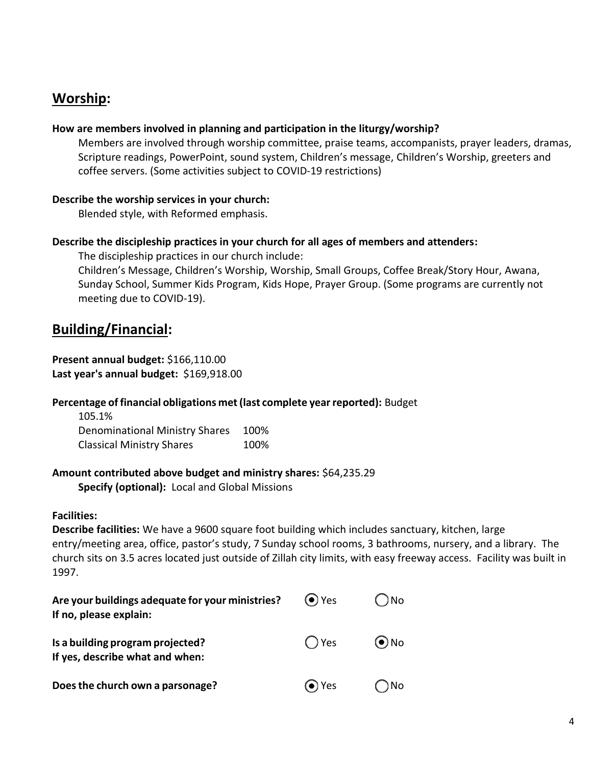## Worship:

**How are members involved in planning and participation in the liturgy/worship?**

Members are involved through worship committee, praise teams, accompanists, prayer leaders, dramas, Scripture readings, PowerPoint, sound system, Children's message, Children's Worship, greeters and coffee servers. (Some activities subject to COVID-19 restrictions)

**Describe the worship services in your church:**

Blended style, with Reformed emphasis.

**Describe the discipleship practices in your church for all ages of members and attenders:**

The discipleship practices in our church include:
Children's Message, Children's Worship, Worship, Small Groups, Coffee Break/Story Hour, Awana, Sunday School, Summer Kids Program, Kids Hope, Prayer Group. (Some programs are currently not meeting due to COVID-19).

## Building/Financial:

**Present annual budget:** $166,110.00
**Last year's annual budget:** $169,918.00

**Percentage of financial obligations met (last complete year reported):** Budget 105.1%

| | |
|---|---|
| Denominational Ministry Shares | 100% |
| Classical Ministry Shares | 100% |

**Amount contributed above budget and ministry shares:** $64,235.29
**Specify (optional):** Local and Global Missions

**Facilities:**

**Describe facilities:** We have a 9600 square foot building which includes sanctuary, kitchen, large entry/meeting area, office, pastor's study, 7 Sunday school rooms, 3 bathrooms, nursery, and a library. The church sits on 3.5 acres located just outside of Zillah city limits, with easy freeway access. Facility was built in 1997.

**Are your buildings adequate for your ministries?** (●) Yes ( ) No
**If no, please explain:**

**Is a building program projected?** ( ) Yes (●) No
**If yes, describe what and when:**

**Does the church own a parsonage?** (●) Yes ( ) No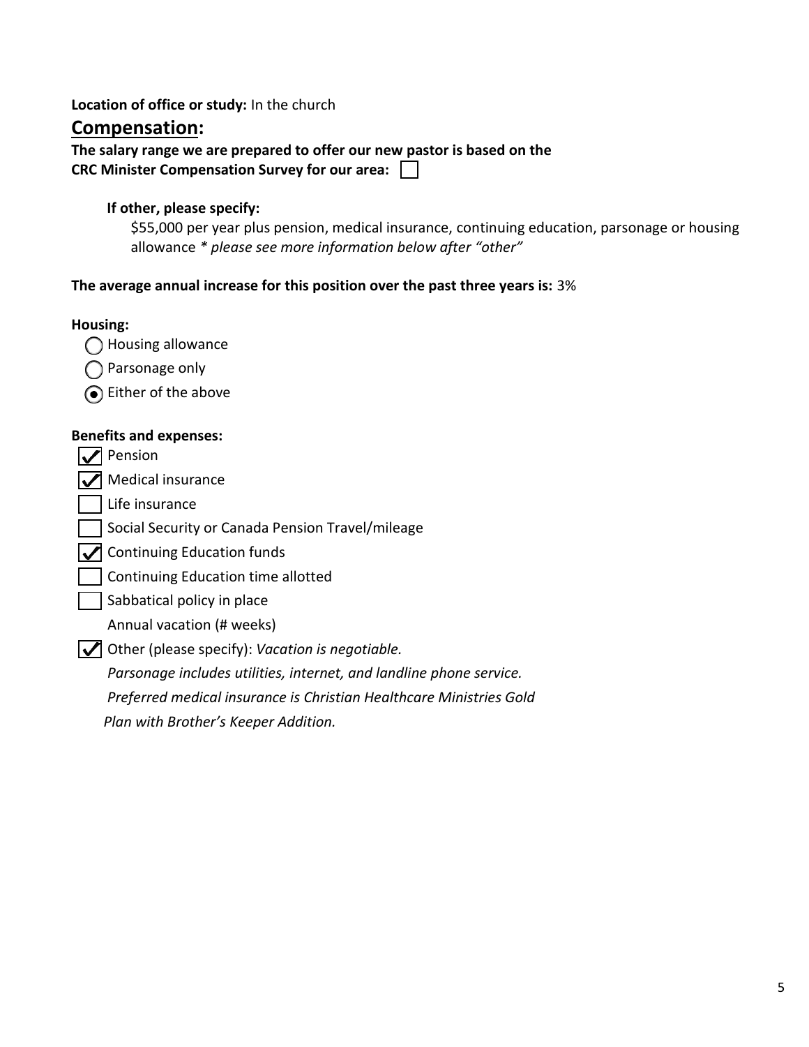**Location of office or study:** In the church

## Compensation:

**The salary range we are prepared to offer our new pastor is based on the CRC Minister Compensation Survey for our area:** ☐

**If other, please specify:**

$55,000 per year plus pension, medical insurance, continuing education, parsonage or housing allowance *\* please see more information below after "other"*

**The average annual increase for this position over the past three years is:** 3%

**Housing:**

- ○ Housing allowance
- ○ Parsonage only
- ◉ Either of the above

**Benefits and expenses:**

- ☑ Pension
- ☑ Medical insurance
- ☐ Life insurance
- ☐ Social Security or Canada Pension Travel/mileage
- ☑ Continuing Education funds
- ☐ Continuing Education time allotted
- ☐ Sabbatical policy in place
- Annual vacation (# weeks)
- ☑ Other (please specify): *Vacation is negotiable.*

*Parsonage includes utilities, internet, and landline phone service.*

*Preferred medical insurance is Christian Healthcare Ministries Gold Plan with Brother's Keeper Addition.*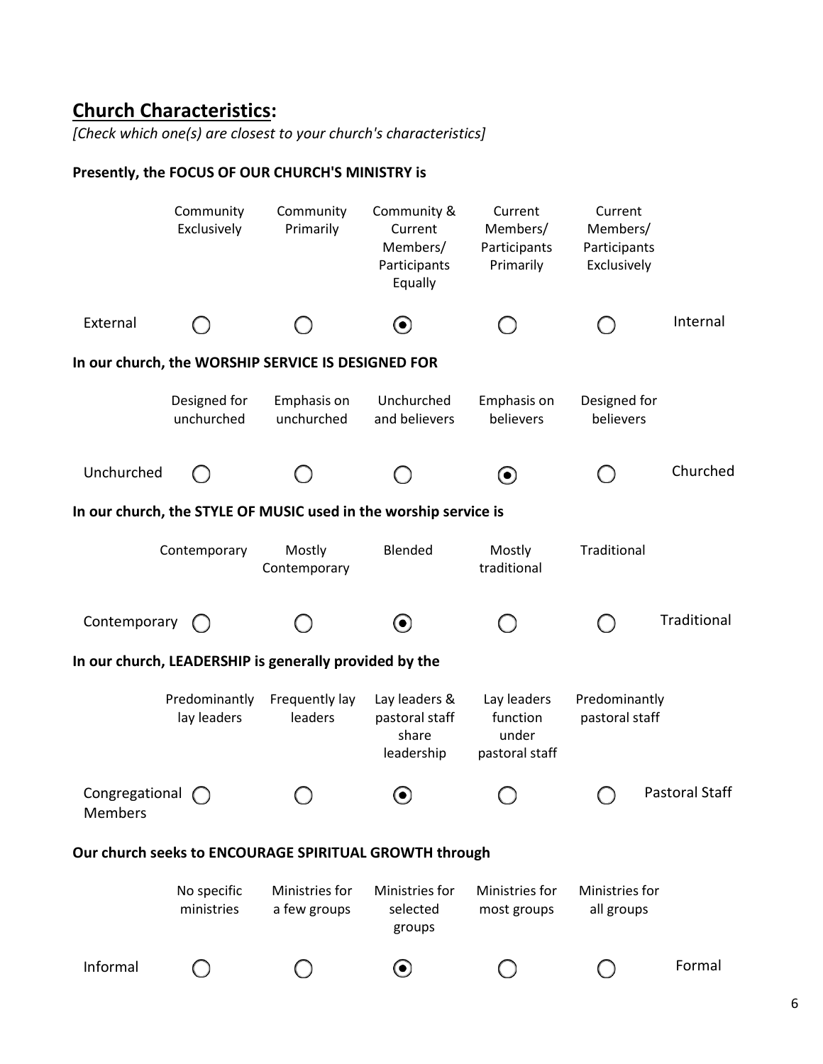## **Church Characteristics:**

*[Check which one(s) are closest to your church's characteristics]*

**Presently, the FOCUS OF OUR CHURCH'S MINISTRY is**

| | Community Exclusively | Community Primarily | Community & Current Members/ Participants Equally | Current Members/ Participants Primarily | Current Members/ Participants Exclusively | |
|---|---|---|---|---|---|---|
| External | ○ | ○ | ◉ | ○ | ○ | Internal |

**In our church, the WORSHIP SERVICE IS DESIGNED FOR**

| | Designed for unchurched | Emphasis on unchurched | Unchurched and believers | Emphasis on believers | Designed for believers | |
|---|---|---|---|---|---|---|
| Unchurched | ○ | ○ | ○ | ◉ | ○ | Churched |

**In our church, the STYLE OF MUSIC used in the worship service is**

| | Contemporary | Mostly Contemporary | Blended | Mostly traditional | Traditional | |
|---|---|---|---|---|---|---|
| Contemporary | ○ | ○ | ◉ | ○ | ○ | Traditional |

**In our church, LEADERSHIP is generally provided by the**

| | Predominantly lay leaders | Frequently lay leaders | Lay leaders & pastoral staff share leadership | Lay leaders function under pastoral staff | Predominantly pastoral staff | |
|---|---|---|---|---|---|---|
| Congregational Members | ○ | ○ | ◉ | ○ | ○ | Pastoral Staff |

**Our church seeks to ENCOURAGE SPIRITUAL GROWTH through**

| | No specific ministries | Ministries for a few groups | Ministries for selected groups | Ministries for most groups | Ministries for all groups | |
|---|---|---|---|---|---|---|
| Informal | ○ | ○ | ◉ | ○ | ○ | Formal |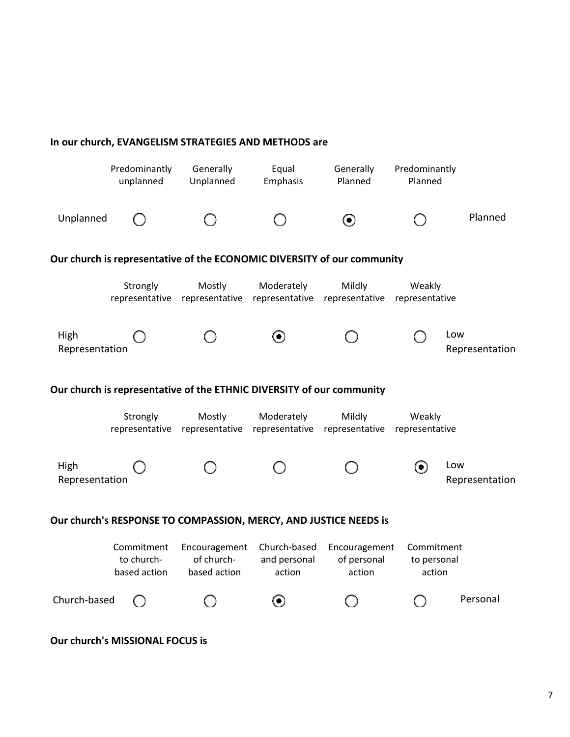**In our church, EVANGELISM STRATEGIES AND METHODS are**

| | Predominantly unplanned | Generally Unplanned | Equal Emphasis | Generally Planned | Predominantly Planned | |
|---|---|---|---|---|---|---|
| Unplanned | ○ | ○ | ○ | ◉ | ○ | Planned |

**Our church is representative of the ECONOMIC DIVERSITY of our community**

| | Strongly representative | Mostly representative | Moderately representative | Mildly representative | Weakly representative | |
|---|---|---|---|---|---|---|
| High Representation | ○ | ○ | ◉ | ○ | ○ | Low Representation |

**Our church is representative of the ETHNIC DIVERSITY of our community**

| | Strongly representative | Mostly representative | Moderately representative | Mildly representative | Weakly representative | |
|---|---|---|---|---|---|---|
| High Representation | ○ | ○ | ○ | ○ | ◉ | Low Representation |

**Our church's RESPONSE TO COMPASSION, MERCY, AND JUSTICE NEEDS is**

| | Commitment to church-based action | Encouragement of church-based action | Church-based and personal action | Encouragement of personal action | Commitment to personal action | |
|---|---|---|---|---|---|---|
| Church-based | ○ | ○ | ◉ | ○ | ○ | Personal |

**Our church's MISSIONAL FOCUS is**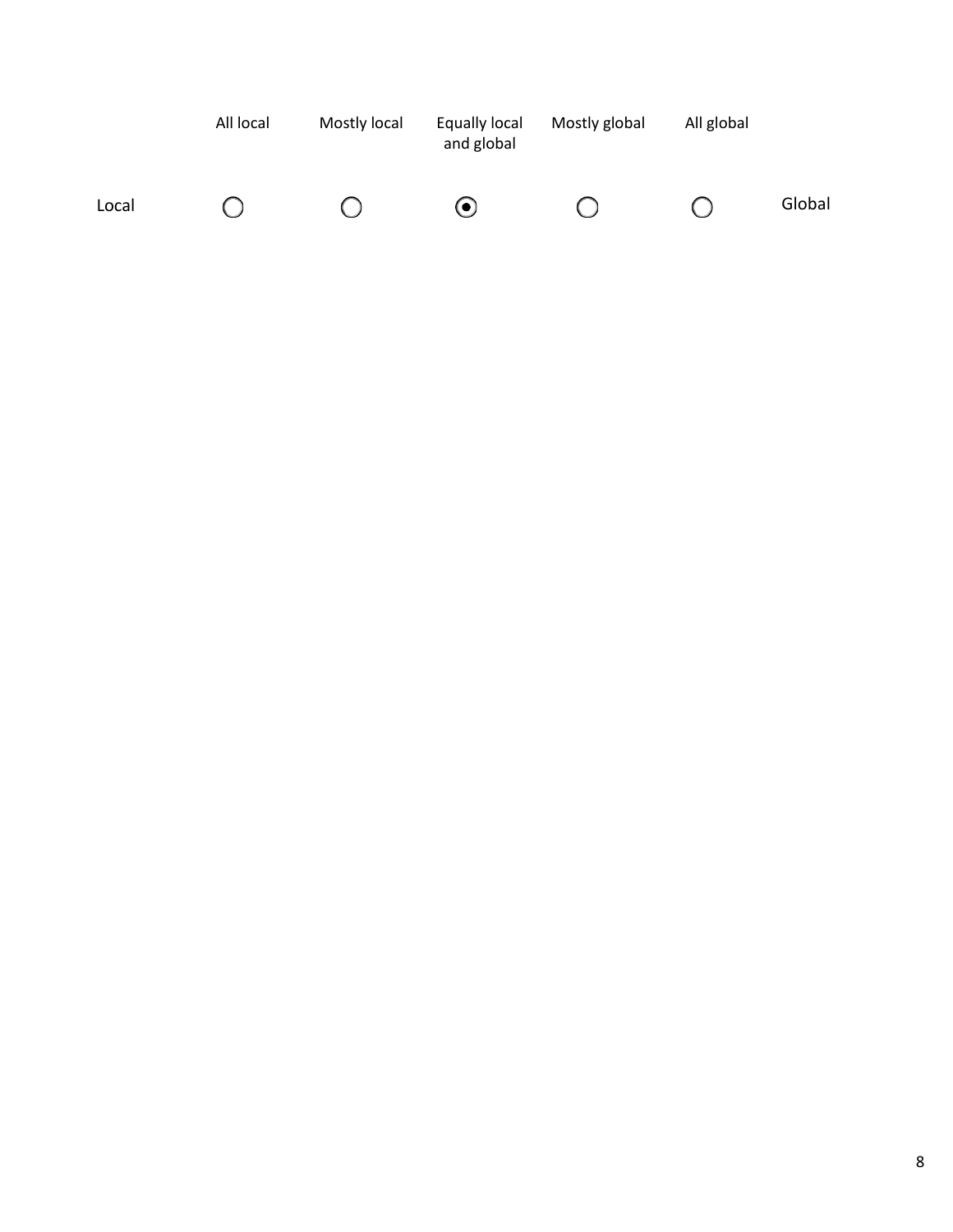| | All local | Mostly local | Equally local and global | Mostly global | All global | |
|---|---|---|---|---|---|---|
| Local | ○ | ○ | ◉ | ○ | ○ | Global |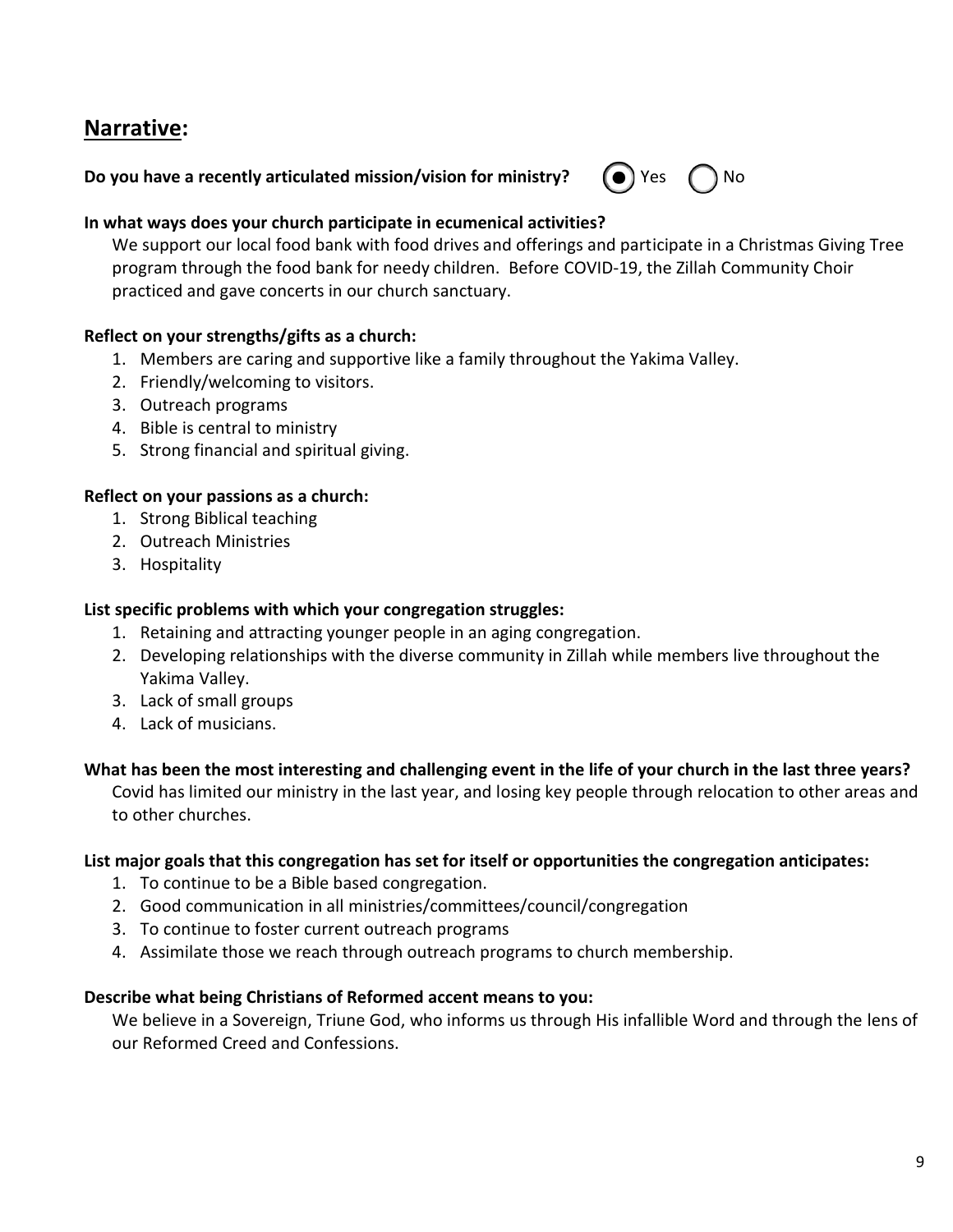## Narrative:

**Do you have a recently articulated mission/vision for ministry?** (●) Yes ( ) No

**In what ways does your church participate in ecumenical activities?**

We support our local food bank with food drives and offerings and participate in a Christmas Giving Tree program through the food bank for needy children. Before COVID-19, the Zillah Community Choir practiced and gave concerts in our church sanctuary.

**Reflect on your strengths/gifts as a church:**

1. Members are caring and supportive like a family throughout the Yakima Valley.
2. Friendly/welcoming to visitors.
3. Outreach programs
4. Bible is central to ministry
5. Strong financial and spiritual giving.

**Reflect on your passions as a church:**

1. Strong Biblical teaching
2. Outreach Ministries
3. Hospitality

**List specific problems with which your congregation struggles:**

1. Retaining and attracting younger people in an aging congregation.
2. Developing relationships with the diverse community in Zillah while members live throughout the Yakima Valley.
3. Lack of small groups
4. Lack of musicians.

**What has been the most interesting and challenging event in the life of your church in the last three years?**

Covid has limited our ministry in the last year, and losing key people through relocation to other areas and to other churches.

**List major goals that this congregation has set for itself or opportunities the congregation anticipates:**

1. To continue to be a Bible based congregation.
2. Good communication in all ministries/committees/council/congregation
3. To continue to foster current outreach programs
4. Assimilate those we reach through outreach programs to church membership.

**Describe what being Christians of Reformed accent means to you:**

We believe in a Sovereign, Triune God, who informs us through His infallible Word and through the lens of our Reformed Creed and Confessions.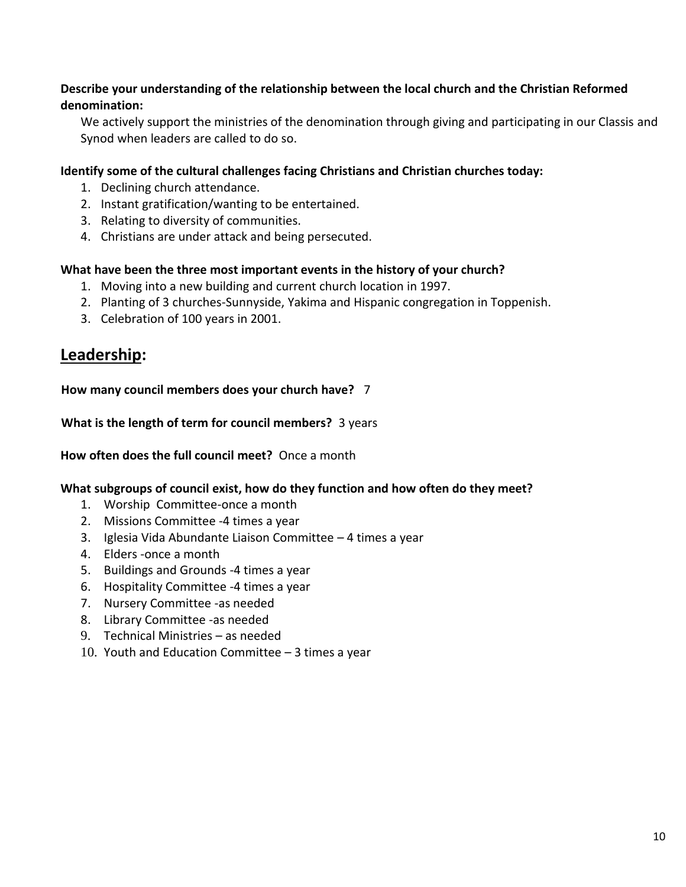**Describe your understanding of the relationship between the local church and the Christian Reformed denomination:**

We actively support the ministries of the denomination through giving and participating in our Classis and Synod when leaders are called to do so.

**Identify some of the cultural challenges facing Christians and Christian churches today:**

1. Declining church attendance.
2. Instant gratification/wanting to be entertained.
3. Relating to diversity of communities.
4. Christians are under attack and being persecuted.

**What have been the three most important events in the history of your church?**

1. Moving into a new building and current church location in 1997.
2. Planting of 3 churches-Sunnyside, Yakima and Hispanic congregation in Toppenish.
3. Celebration of 100 years in 2001.

## Leadership:

**How many council members does your church have?** 7

**What is the length of term for council members?** 3 years

**How often does the full council meet?** Once a month

**What subgroups of council exist, how do they function and how often do they meet?**

1. Worship Committee-once a month
2. Missions Committee -4 times a year
3. Iglesia Vida Abundante Liaison Committee – 4 times a year
4. Elders -once a month
5. Buildings and Grounds -4 times a year
6. Hospitality Committee -4 times a year
7. Nursery Committee -as needed
8. Library Committee -as needed
9. Technical Ministries – as needed
10. Youth and Education Committee – 3 times a year